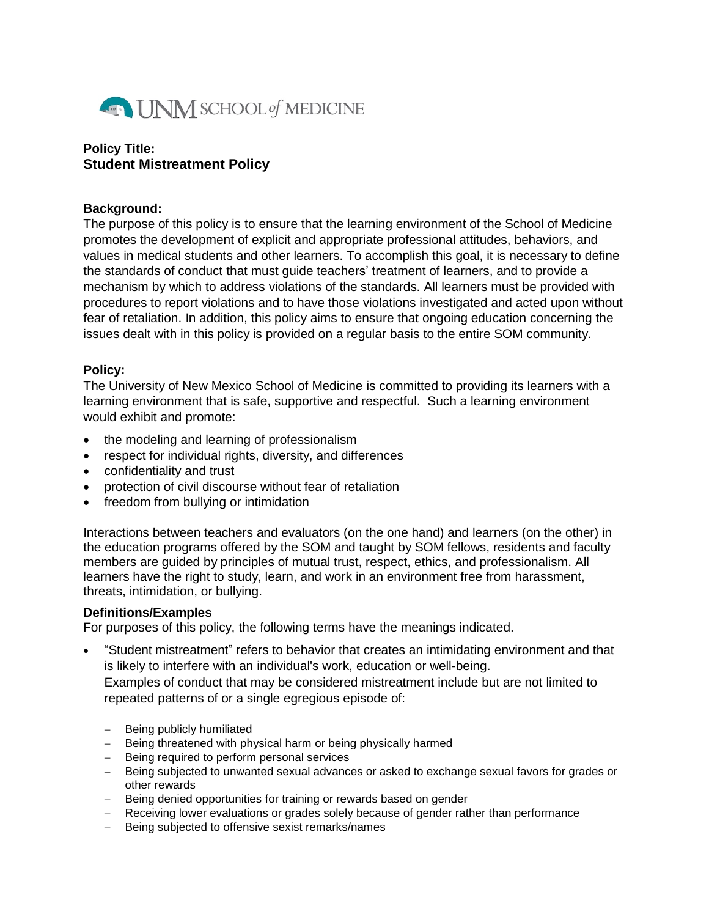UNM SCHOOL of MEDICINE

**Policy Title:**
**Student Mistreatment Policy**

**Background:**
The purpose of this policy is to ensure that the learning environment of the School of Medicine promotes the development of explicit and appropriate professional attitudes, behaviors, and values in medical students and other learners. To accomplish this goal, it is necessary to define the standards of conduct that must guide teachers' treatment of learners, and to provide a mechanism by which to address violations of the standards. All learners must be provided with procedures to report violations and to have those violations investigated and acted upon without fear of retaliation. In addition, this policy aims to ensure that ongoing education concerning the issues dealt with in this policy is provided on a regular basis to the entire SOM community.

**Policy:**
The University of New Mexico School of Medicine is committed to providing its learners with a learning environment that is safe, supportive and respectful. Such a learning environment would exhibit and promote:

- the modeling and learning of professionalism
- respect for individual rights, diversity, and differences
- confidentiality and trust
- protection of civil discourse without fear of retaliation
- freedom from bullying or intimidation

Interactions between teachers and evaluators (on the one hand) and learners (on the other) in the education programs offered by the SOM and taught by SOM fellows, residents and faculty members are guided by principles of mutual trust, respect, ethics, and professionalism. All learners have the right to study, learn, and work in an environment free from harassment, threats, intimidation, or bullying.

**Definitions/Examples**
For purposes of this policy, the following terms have the meanings indicated.

- "Student mistreatment" refers to behavior that creates an intimidating environment and that is likely to interfere with an individual's work, education or well-being.
  Examples of conduct that may be considered mistreatment include but are not limited to repeated patterns of or a single egregious episode of:
  - Being publicly humiliated
  - Being threatened with physical harm or being physically harmed
  - Being required to perform personal services
  - Being subjected to unwanted sexual advances or asked to exchange sexual favors for grades or other rewards
  - Being denied opportunities for training or rewards based on gender
  - Receiving lower evaluations or grades solely because of gender rather than performance
  - Being subjected to offensive sexist remarks/names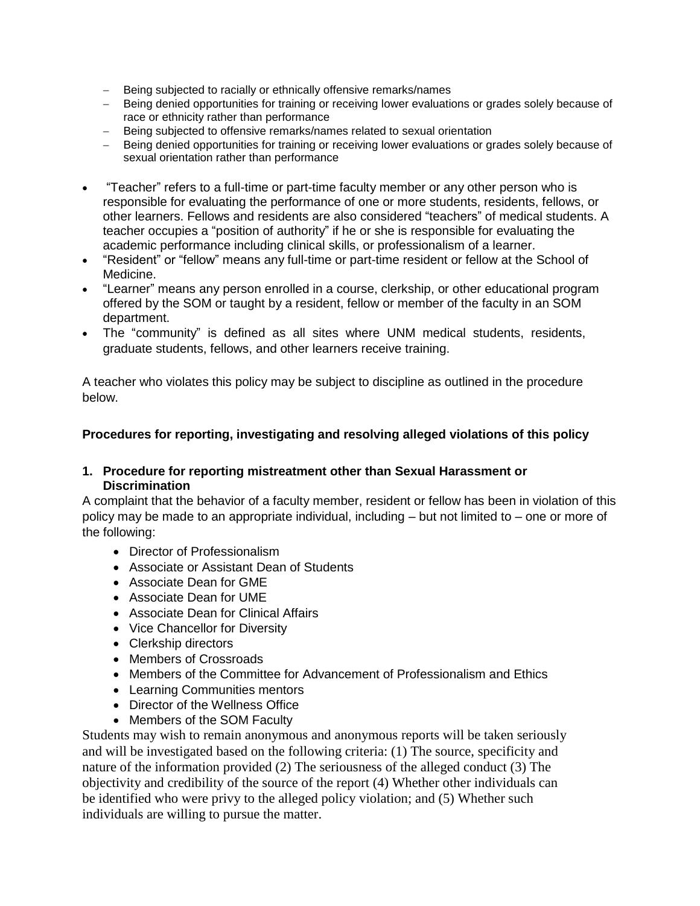- Being subjected to racially or ethnically offensive remarks/names
- Being denied opportunities for training or receiving lower evaluations or grades solely because of race or ethnicity rather than performance
- Being subjected to offensive remarks/names related to sexual orientation
- Being denied opportunities for training or receiving lower evaluations or grades solely because of sexual orientation rather than performance

- "Teacher" refers to a full-time or part-time faculty member or any other person who is responsible for evaluating the performance of one or more students, residents, fellows, or other learners. Fellows and residents are also considered "teachers" of medical students. A teacher occupies a "position of authority" if he or she is responsible for evaluating the academic performance including clinical skills, or professionalism of a learner.
- "Resident" or "fellow" means any full-time or part-time resident or fellow at the School of Medicine.
- "Learner" means any person enrolled in a course, clerkship, or other educational program offered by the SOM or taught by a resident, fellow or member of the faculty in an SOM department.
- The "community" is defined as all sites where UNM medical students, residents, graduate students, fellows, and other learners receive training.

A teacher who violates this policy may be subject to discipline as outlined in the procedure below.

**Procedures for reporting, investigating and resolving alleged violations of this policy**

**1. Procedure for reporting mistreatment other than Sexual Harassment or Discrimination**

A complaint that the behavior of a faculty member, resident or fellow has been in violation of this policy may be made to an appropriate individual, including – but not limited to – one or more of the following:

- Director of Professionalism
- Associate or Assistant Dean of Students
- Associate Dean for GME
- Associate Dean for UME
- Associate Dean for Clinical Affairs
- Vice Chancellor for Diversity
- Clerkship directors
- Members of Crossroads
- Members of the Committee for Advancement of Professionalism and Ethics
- Learning Communities mentors
- Director of the Wellness Office
- Members of the SOM Faculty

Students may wish to remain anonymous and anonymous reports will be taken seriously and will be investigated based on the following criteria: (1) The source, specificity and nature of the information provided (2) The seriousness of the alleged conduct (3) The objectivity and credibility of the source of the report (4) Whether other individuals can be identified who were privy to the alleged policy violation; and (5) Whether such individuals are willing to pursue the matter.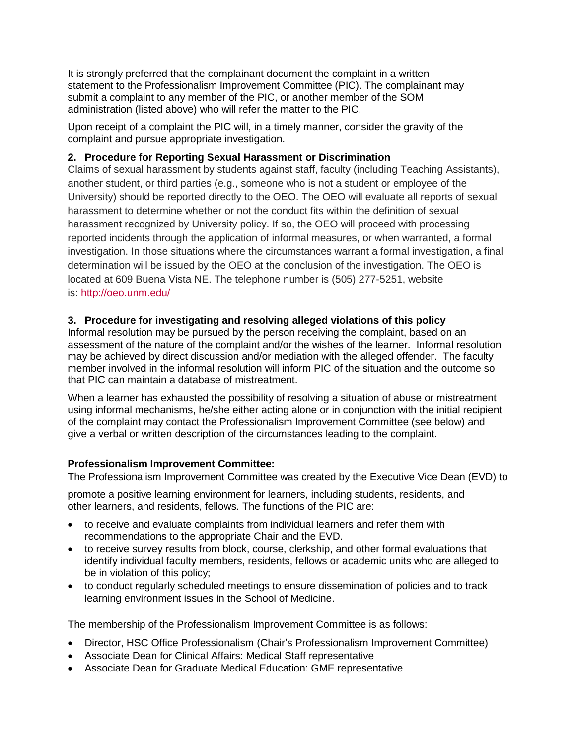It is strongly preferred that the complainant document the complaint in a written statement to the Professionalism Improvement Committee (PIC). The complainant may submit a complaint to any member of the PIC, or another member of the SOM administration (listed above) who will refer the matter to the PIC.

Upon receipt of a complaint the PIC will, in a timely manner, consider the gravity of the complaint and pursue appropriate investigation.

**2. Procedure for Reporting Sexual Harassment or Discrimination**

Claims of sexual harassment by students against staff, faculty (including Teaching Assistants), another student, or third parties (e.g., someone who is not a student or employee of the University) should be reported directly to the OEO. The OEO will evaluate all reports of sexual harassment to determine whether or not the conduct fits within the definition of sexual harassment recognized by University policy. If so, the OEO will proceed with processing reported incidents through the application of informal measures, or when warranted, a formal investigation. In those situations where the circumstances warrant a formal investigation, a final determination will be issued by the OEO at the conclusion of the investigation. The OEO is located at 609 Buena Vista NE. The telephone number is (505) 277-5251, website is: http://oeo.unm.edu/

**3. Procedure for investigating and resolving alleged violations of this policy**

Informal resolution may be pursued by the person receiving the complaint, based on an assessment of the nature of the complaint and/or the wishes of the learner. Informal resolution may be achieved by direct discussion and/or mediation with the alleged offender. The faculty member involved in the informal resolution will inform PIC of the situation and the outcome so that PIC can maintain a database of mistreatment.

When a learner has exhausted the possibility of resolving a situation of abuse or mistreatment using informal mechanisms, he/she either acting alone or in conjunction with the initial recipient of the complaint may contact the Professionalism Improvement Committee (see below) and give a verbal or written description of the circumstances leading to the complaint.

**Professionalism Improvement Committee:**

The Professionalism Improvement Committee was created by the Executive Vice Dean (EVD) to promote a positive learning environment for learners, including students, residents, and other learners, and residents, fellows. The functions of the PIC are:

- to receive and evaluate complaints from individual learners and refer them with recommendations to the appropriate Chair and the EVD.
- to receive survey results from block, course, clerkship, and other formal evaluations that identify individual faculty members, residents, fellows or academic units who are alleged to be in violation of this policy;
- to conduct regularly scheduled meetings to ensure dissemination of policies and to track learning environment issues in the School of Medicine.

The membership of the Professionalism Improvement Committee is as follows:

- Director, HSC Office Professionalism (Chair's Professionalism Improvement Committee)
- Associate Dean for Clinical Affairs: Medical Staff representative
- Associate Dean for Graduate Medical Education: GME representative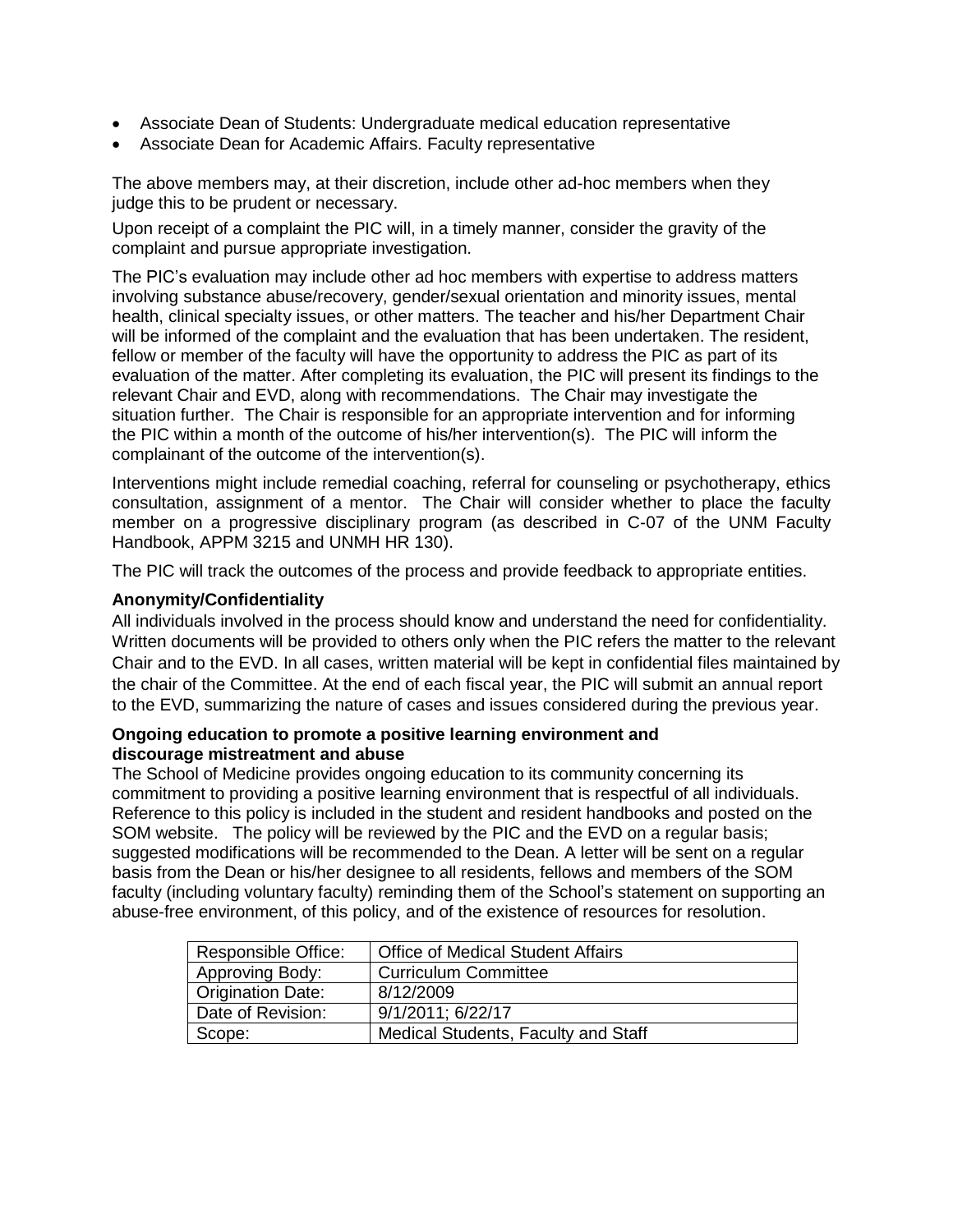- Associate Dean of Students: Undergraduate medical education representative
- Associate Dean for Academic Affairs. Faculty representative

The above members may, at their discretion, include other ad-hoc members when they judge this to be prudent or necessary.

Upon receipt of a complaint the PIC will, in a timely manner, consider the gravity of the complaint and pursue appropriate investigation.

The PIC's evaluation may include other ad hoc members with expertise to address matters involving substance abuse/recovery, gender/sexual orientation and minority issues, mental health, clinical specialty issues, or other matters. The teacher and his/her Department Chair will be informed of the complaint and the evaluation that has been undertaken. The resident, fellow or member of the faculty will have the opportunity to address the PIC as part of its evaluation of the matter. After completing its evaluation, the PIC will present its findings to the relevant Chair and EVD, along with recommendations. The Chair may investigate the situation further. The Chair is responsible for an appropriate intervention and for informing the PIC within a month of the outcome of his/her intervention(s). The PIC will inform the complainant of the outcome of the intervention(s).

Interventions might include remedial coaching, referral for counseling or psychotherapy, ethics consultation, assignment of a mentor. The Chair will consider whether to place the faculty member on a progressive disciplinary program (as described in C-07 of the UNM Faculty Handbook, APPM 3215 and UNMH HR 130).

The PIC will track the outcomes of the process and provide feedback to appropriate entities.

**Anonymity/Confidentiality**

All individuals involved in the process should know and understand the need for confidentiality. Written documents will be provided to others only when the PIC refers the matter to the relevant Chair and to the EVD. In all cases, written material will be kept in confidential files maintained by the chair of the Committee. At the end of each fiscal year, the PIC will submit an annual report to the EVD, summarizing the nature of cases and issues considered during the previous year.

**Ongoing education to promote a positive learning environment and discourage mistreatment and abuse**

The School of Medicine provides ongoing education to its community concerning its commitment to providing a positive learning environment that is respectful of all individuals. Reference to this policy is included in the student and resident handbooks and posted on the SOM website. The policy will be reviewed by the PIC and the EVD on a regular basis; suggested modifications will be recommended to the Dean. A letter will be sent on a regular basis from the Dean or his/her designee to all residents, fellows and members of the SOM faculty (including voluntary faculty) reminding them of the School's statement on supporting an abuse-free environment, of this policy, and of the existence of resources for resolution.

| | |
|---|---|
| Responsible Office: | Office of Medical Student Affairs |
| Approving Body: | Curriculum Committee |
| Origination Date: | 8/12/2009 |
| Date of Revision: | 9/1/2011; 6/22/17 |
| Scope: | Medical Students, Faculty and Staff |